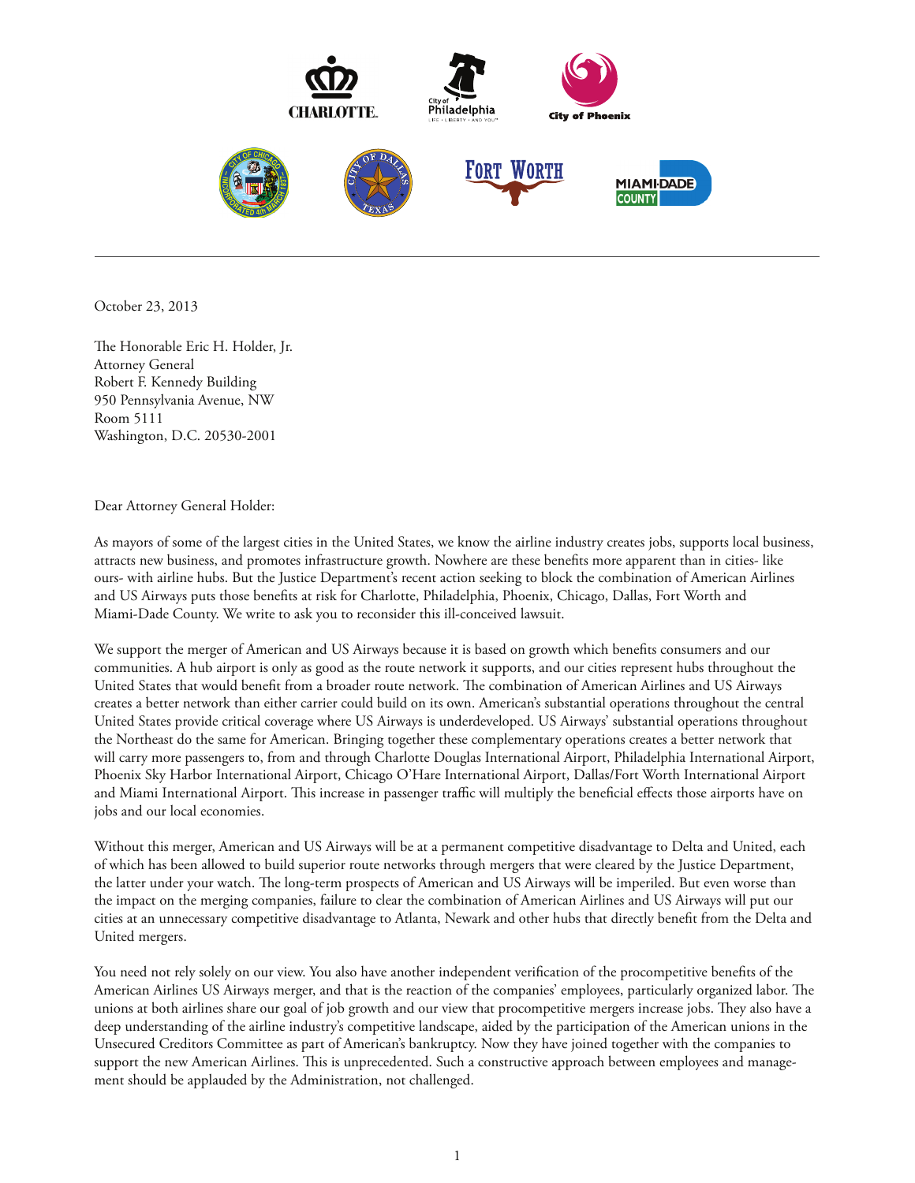October 23, 2013

The Honorable Eric H. Holder, Jr.
Attorney General
Robert F. Kennedy Building
950 Pennsylvania Avenue, NW
Room 5111
Washington, D.C. 20530-2001

Dear Attorney General Holder:

As mayors of some of the largest cities in the United States, we know the airline industry creates jobs, supports local business, attracts new business, and promotes infrastructure growth. Nowhere are these benefits more apparent than in cities- like ours- with airline hubs. But the Justice Department's recent action seeking to block the combination of American Airlines and US Airways puts those benefits at risk for Charlotte, Philadelphia, Phoenix, Chicago, Dallas, Fort Worth and Miami-Dade County. We write to ask you to reconsider this ill-conceived lawsuit.

We support the merger of American and US Airways because it is based on growth which benefits consumers and our communities. A hub airport is only as good as the route network it supports, and our cities represent hubs throughout the United States that would benefit from a broader route network. The combination of American Airlines and US Airways creates a better network than either carrier could build on its own. American's substantial operations throughout the central United States provide critical coverage where US Airways is underdeveloped. US Airways' substantial operations throughout the Northeast do the same for American. Bringing together these complementary operations creates a better network that will carry more passengers to, from and through Charlotte Douglas International Airport, Philadelphia International Airport, Phoenix Sky Harbor International Airport, Chicago O'Hare International Airport, Dallas/Fort Worth International Airport and Miami International Airport. This increase in passenger traffic will multiply the beneficial effects those airports have on jobs and our local economies.

Without this merger, American and US Airways will be at a permanent competitive disadvantage to Delta and United, each of which has been allowed to build superior route networks through mergers that were cleared by the Justice Department, the latter under your watch. The long-term prospects of American and US Airways will be imperiled. But even worse than the impact on the merging companies, failure to clear the combination of American Airlines and US Airways will put our cities at an unnecessary competitive disadvantage to Atlanta, Newark and other hubs that directly benefit from the Delta and United mergers.

You need not rely solely on our view. You also have another independent verification of the procompetitive benefits of the American Airlines US Airways merger, and that is the reaction of the companies' employees, particularly organized labor. The unions at both airlines share our goal of job growth and our view that procompetitive mergers increase jobs. They also have a deep understanding of the airline industry's competitive landscape, aided by the participation of the American unions in the Unsecured Creditors Committee as part of American's bankruptcy. Now they have joined together with the companies to support the new American Airlines. This is unprecedented. Such a constructive approach between employees and management should be applauded by the Administration, not challenged.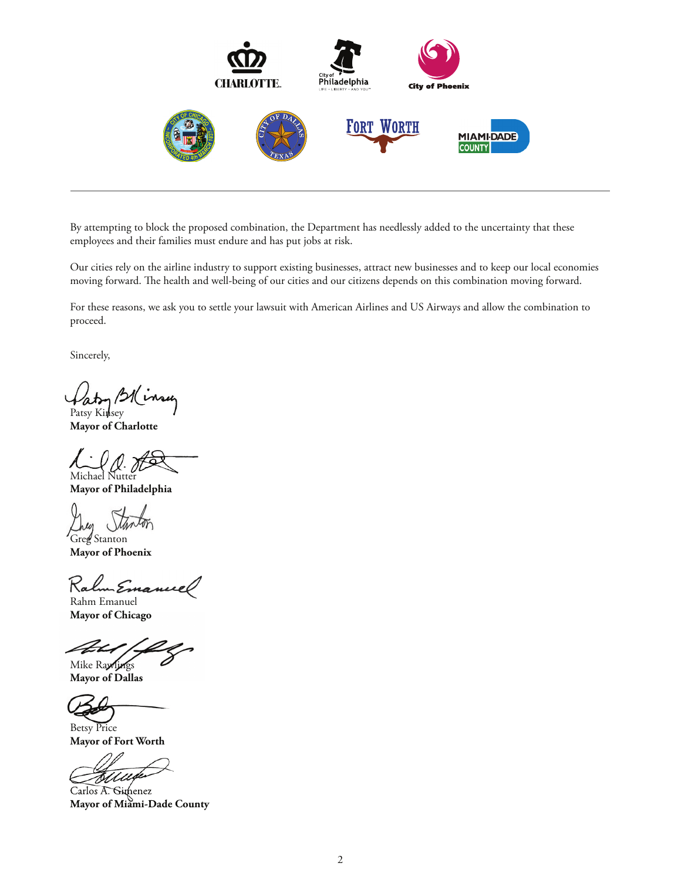By attempting to block the proposed combination, the Department has needlessly added to the uncertainty that these employees and their families must endure and has put jobs at risk.

Our cities rely on the airline industry to support existing businesses, attract new businesses and to keep our local economies moving forward. The health and well-being of our cities and our citizens depends on this combination moving forward.

For these reasons, we ask you to settle your lawsuit with American Airlines and US Airways and allow the combination to proceed.

Sincerely,

Patsy Kinsey
**Mayor of Charlotte**

Michael Nutter
**Mayor of Philadelphia**

Greg Stanton
**Mayor of Phoenix**

Rahm Emanuel
**Mayor of Chicago**

Mike Rawlings
**Mayor of Dallas**

Betsy Price
**Mayor of Fort Worth**

Carlos A. Gimenez
**Mayor of Miami-Dade County**